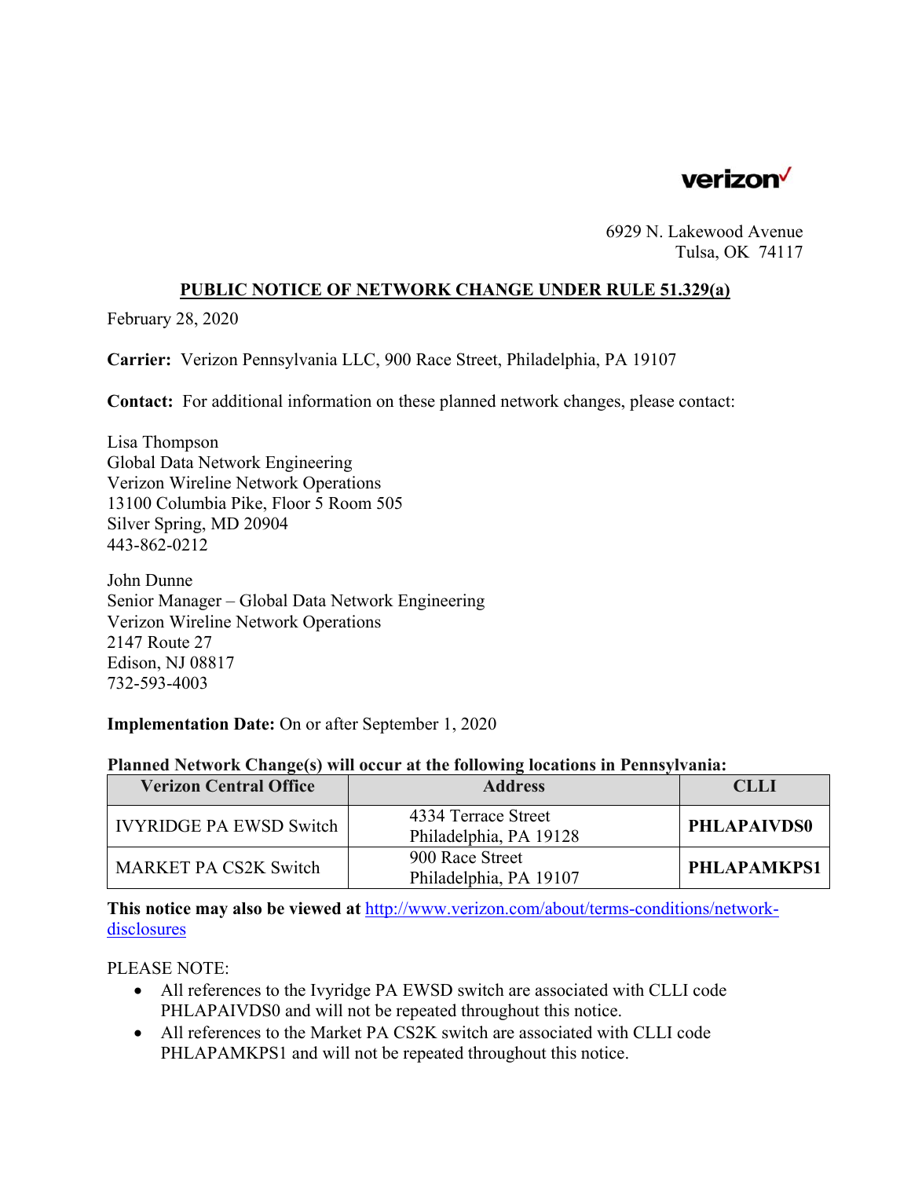verizon✓

6929 N. Lakewood Avenue
Tulsa, OK 74117

## PUBLIC NOTICE OF NETWORK CHANGE UNDER RULE 51.329(a)

February 28, 2020

**Carrier:** Verizon Pennsylvania LLC, 900 Race Street, Philadelphia, PA 19107

**Contact:** For additional information on these planned network changes, please contact:

Lisa Thompson
Global Data Network Engineering
Verizon Wireline Network Operations
13100 Columbia Pike, Floor 5 Room 505
Silver Spring, MD 20904
443-862-0212

John Dunne
Senior Manager – Global Data Network Engineering
Verizon Wireline Network Operations
2147 Route 27
Edison, NJ 08817
732-593-4003

**Implementation Date:** On or after September 1, 2020

**Planned Network Change(s) will occur at the following locations in Pennsylvania:**

| Verizon Central Office | Address | CLLI |
|---|---|---|
| IVYRIDGE PA EWSD Switch | 4334 Terrace Street Philadelphia, PA 19128 | **PHLAPAIVDS0** |
| MARKET PA CS2K Switch | 900 Race Street Philadelphia, PA 19107 | **PHLAPAMKPS1** |

**This notice may also be viewed at** http://www.verizon.com/about/terms-conditions/network-disclosures

PLEASE NOTE:

- All references to the Ivyridge PA EWSD switch are associated with CLLI code PHLAPAIVDS0 and will not be repeated throughout this notice.
- All references to the Market PA CS2K switch are associated with CLLI code PHLAPAMKPS1 and will not be repeated throughout this notice.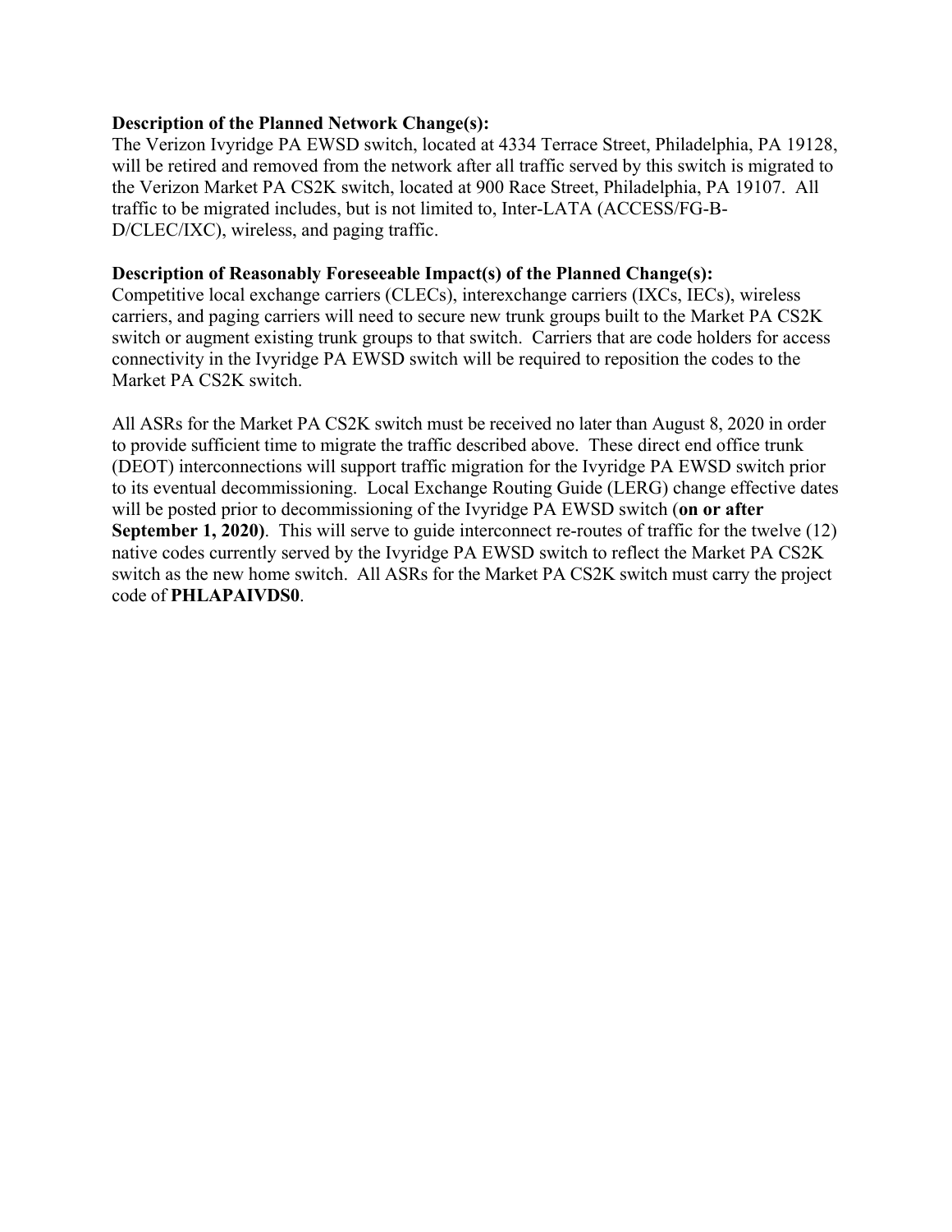**Description of the Planned Network Change(s):**
The Verizon Ivyridge PA EWSD switch, located at 4334 Terrace Street, Philadelphia, PA 19128, will be retired and removed from the network after all traffic served by this switch is migrated to the Verizon Market PA CS2K switch, located at 900 Race Street, Philadelphia, PA 19107. All traffic to be migrated includes, but is not limited to, Inter-LATA (ACCESS/FG-B-D/CLEC/IXC), wireless, and paging traffic.

**Description of Reasonably Foreseeable Impact(s) of the Planned Change(s):**
Competitive local exchange carriers (CLECs), interexchange carriers (IXCs, IECs), wireless carriers, and paging carriers will need to secure new trunk groups built to the Market PA CS2K switch or augment existing trunk groups to that switch. Carriers that are code holders for access connectivity in the Ivyridge PA EWSD switch will be required to reposition the codes to the Market PA CS2K switch.

All ASRs for the Market PA CS2K switch must be received no later than August 8, 2020 in order to provide sufficient time to migrate the traffic described above. These direct end office trunk (DEOT) interconnections will support traffic migration for the Ivyridge PA EWSD switch prior to its eventual decommissioning. Local Exchange Routing Guide (LERG) change effective dates will be posted prior to decommissioning of the Ivyridge PA EWSD switch (**on or after September 1, 2020)**. This will serve to guide interconnect re-routes of traffic for the twelve (12) native codes currently served by the Ivyridge PA EWSD switch to reflect the Market PA CS2K switch as the new home switch. All ASRs for the Market PA CS2K switch must carry the project code of **PHLAPAIVDS0**.